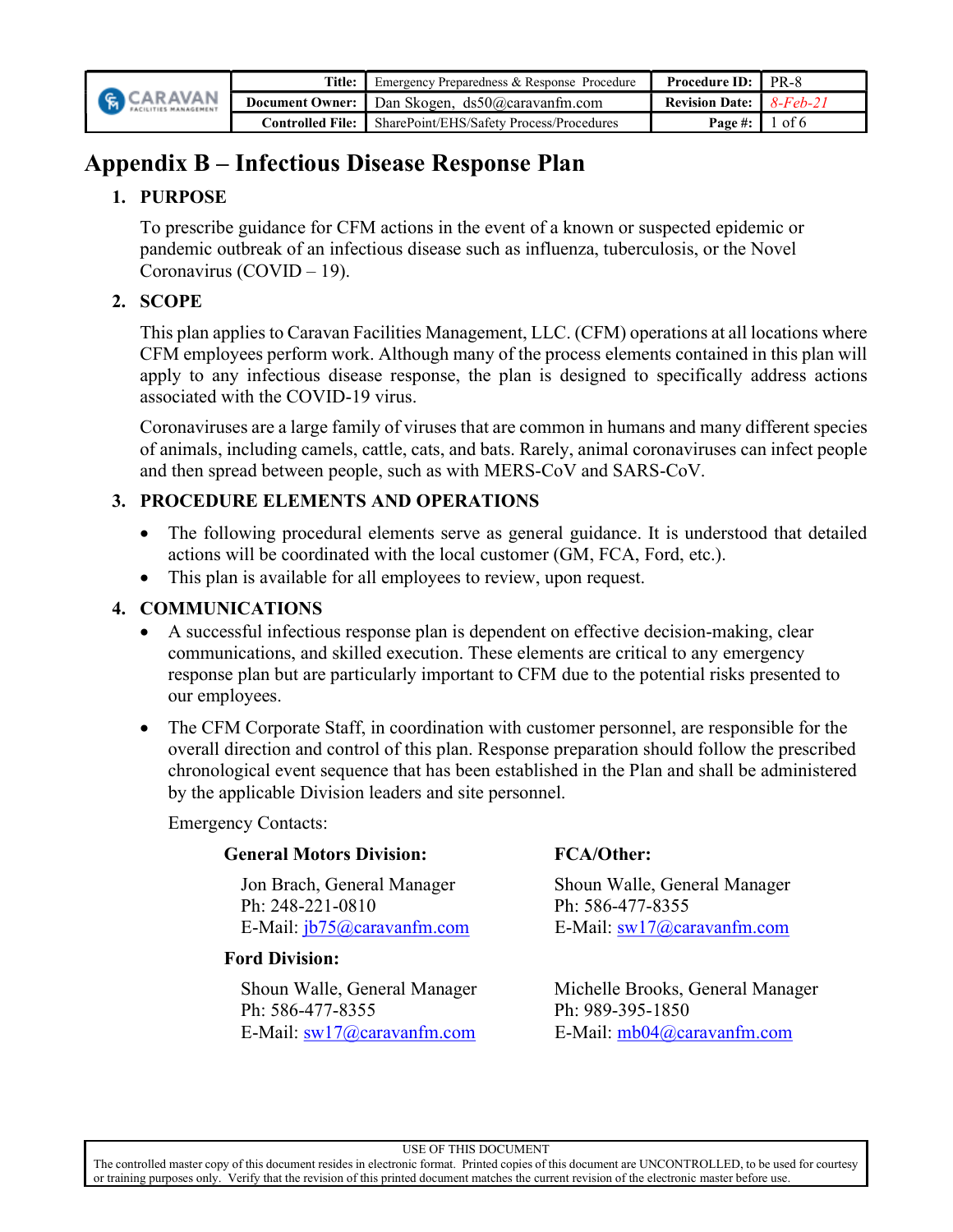# Appendix B – Infectious Disease Response Plan

1. **PURPOSE**

   To prescribe guidance for CFM actions in the event of a known or suspected epidemic or pandemic outbreak of an infectious disease such as influenza, tuberculosis, or the Novel Coronavirus (COVID – 19).

2. **SCOPE**

   This plan applies to Caravan Facilities Management, LLC. (CFM) operations at all locations where CFM employees perform work. Although many of the process elements contained in this plan will apply to any infectious disease response, the plan is designed to specifically address actions associated with the COVID-19 virus.

   Coronaviruses are a large family of viruses that are common in humans and many different species of animals, including camels, cattle, cats, and bats. Rarely, animal coronaviruses can infect people and then spread between people, such as with MERS-CoV and SARS-CoV.

3. **PROCEDURE ELEMENTS AND OPERATIONS**

   - The following procedural elements serve as general guidance. It is understood that detailed actions will be coordinated with the local customer (GM, FCA, Ford, etc.).
   - This plan is available for all employees to review, upon request.

4. **COMMUNICATIONS**

   - A successful infectious response plan is dependent on effective decision-making, clear communications, and skilled execution. These elements are critical to any emergency response plan but are particularly important to CFM due to the potential risks presented to our employees.
   - The CFM Corporate Staff, in coordination with customer personnel, are responsible for the overall direction and control of this plan. Response preparation should follow the prescribed chronological event sequence that has been established in the Plan and shall be administered by the applicable Division leaders and site personnel.

     Emergency Contacts:

     **General Motors Division:**

     Jon Brach, General Manager
     Ph: 248-221-0810
     E-Mail: jb75@caravanfm.com

     **FCA/Other:**

     Shoun Walle, General Manager
     Ph: 586-477-8355
     E-Mail: sw17@caravanfm.com

     **Ford Division:**

     Shoun Walle, General Manager
     Ph: 586-477-8355
     E-Mail: sw17@caravanfm.com

     Michelle Brooks, General Manager
     Ph: 989-395-1850
     E-Mail: mb04@caravanfm.com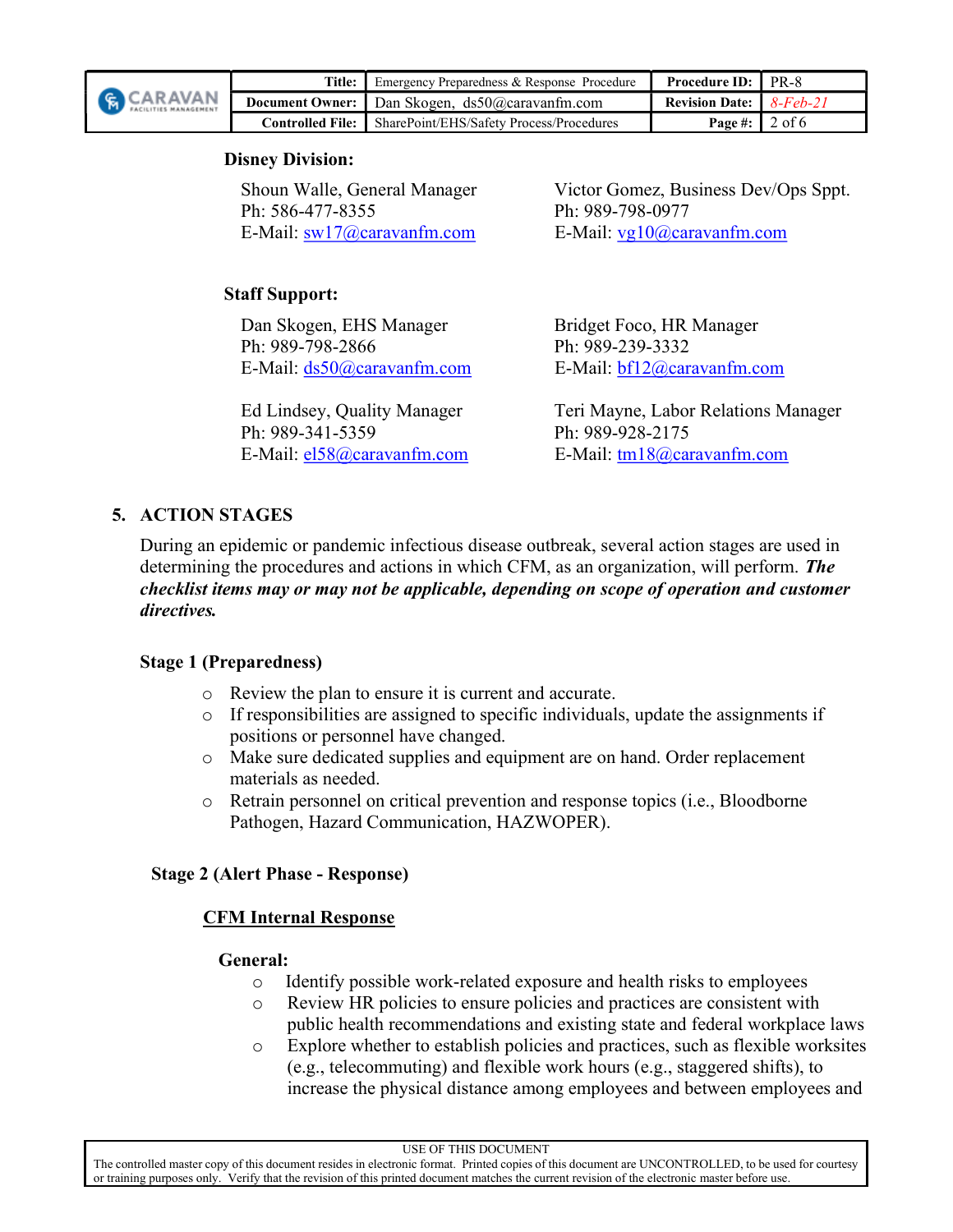**Disney Division:**

Shoun Walle, General Manager
Ph: 586-477-8355
E-Mail: sw17@caravanfm.com

Victor Gomez, Business Dev/Ops Sppt.
Ph: 989-798-0977
E-Mail: vg10@caravanfm.com

**Staff Support:**

Dan Skogen, EHS Manager
Ph: 989-798-2866
E-Mail: ds50@caravanfm.com

Bridget Foco, HR Manager
Ph: 989-239-3332
E-Mail: bf12@caravanfm.com

Ed Lindsey, Quality Manager
Ph: 989-341-5359
E-Mail: el58@caravanfm.com

Teri Mayne, Labor Relations Manager
Ph: 989-928-2175
E-Mail: tm18@caravanfm.com

## 5. ACTION STAGES

During an epidemic or pandemic infectious disease outbreak, several action stages are used in determining the procedures and actions in which CFM, as an organization, will perform. ***The checklist items may or may not be applicable, depending on scope of operation and customer directives.***

### Stage 1 (Preparedness)

- Review the plan to ensure it is current and accurate.
- If responsibilities are assigned to specific individuals, update the assignments if positions or personnel have changed.
- Make sure dedicated supplies and equipment are on hand. Order replacement materials as needed.
- Retrain personnel on critical prevention and response topics (i.e., Bloodborne Pathogen, Hazard Communication, HAZWOPER).

### Stage 2 (Alert Phase - Response)

**CFM Internal Response**

**General:**

- Identify possible work-related exposure and health risks to employees
- Review HR policies to ensure policies and practices are consistent with public health recommendations and existing state and federal workplace laws
- Explore whether to establish policies and practices, such as flexible worksites (e.g., telecommuting) and flexible work hours (e.g., staggered shifts), to increase the physical distance among employees and between employees and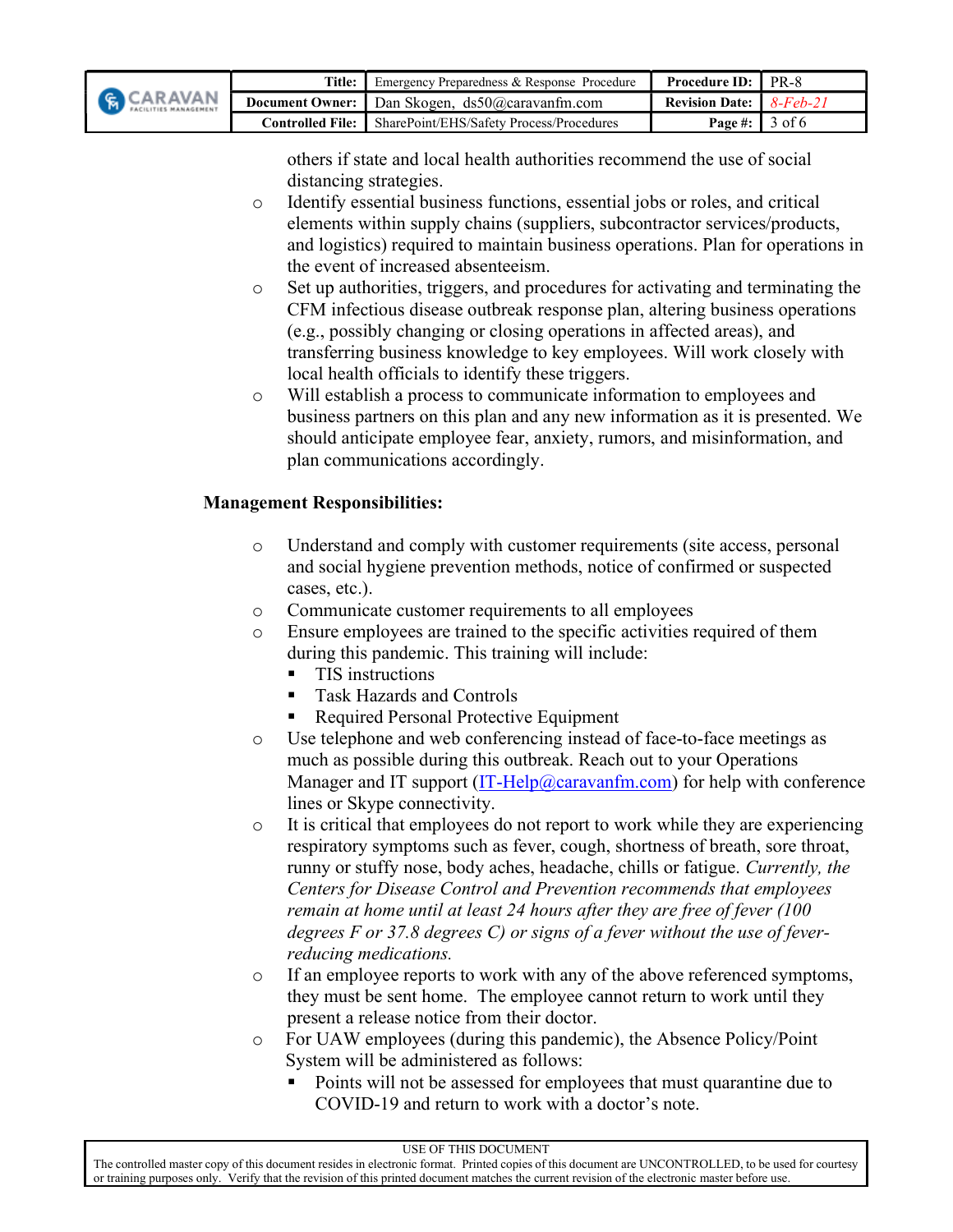others if state and local health authorities recommend the use of social distancing strategies.

- Identify essential business functions, essential jobs or roles, and critical elements within supply chains (suppliers, subcontractor services/products, and logistics) required to maintain business operations. Plan for operations in the event of increased absenteeism.
- Set up authorities, triggers, and procedures for activating and terminating the CFM infectious disease outbreak response plan, altering business operations (e.g., possibly changing or closing operations in affected areas), and transferring business knowledge to key employees. Will work closely with local health officials to identify these triggers.
- Will establish a process to communicate information to employees and business partners on this plan and any new information as it is presented. We should anticipate employee fear, anxiety, rumors, and misinformation, and plan communications accordingly.

**Management Responsibilities:**

- Understand and comply with customer requirements (site access, personal and social hygiene prevention methods, notice of confirmed or suspected cases, etc.).
- Communicate customer requirements to all employees
- Ensure employees are trained to the specific activities required of them during this pandemic. This training will include:
  - TIS instructions
  - Task Hazards and Controls
  - Required Personal Protective Equipment
- Use telephone and web conferencing instead of face-to-face meetings as much as possible during this outbreak. Reach out to your Operations Manager and IT support (IT-Help@caravanfm.com) for help with conference lines or Skype connectivity.
- It is critical that employees do not report to work while they are experiencing respiratory symptoms such as fever, cough, shortness of breath, sore throat, runny or stuffy nose, body aches, headache, chills or fatigue. *Currently, the Centers for Disease Control and Prevention recommends that employees remain at home until at least 24 hours after they are free of fever (100 degrees F or 37.8 degrees C) or signs of a fever without the use of fever-reducing medications.*
- If an employee reports to work with any of the above referenced symptoms, they must be sent home. The employee cannot return to work until they present a release notice from their doctor.
- For UAW employees (during this pandemic), the Absence Policy/Point System will be administered as follows:
  - Points will not be assessed for employees that must quarantine due to COVID-19 and return to work with a doctor's note.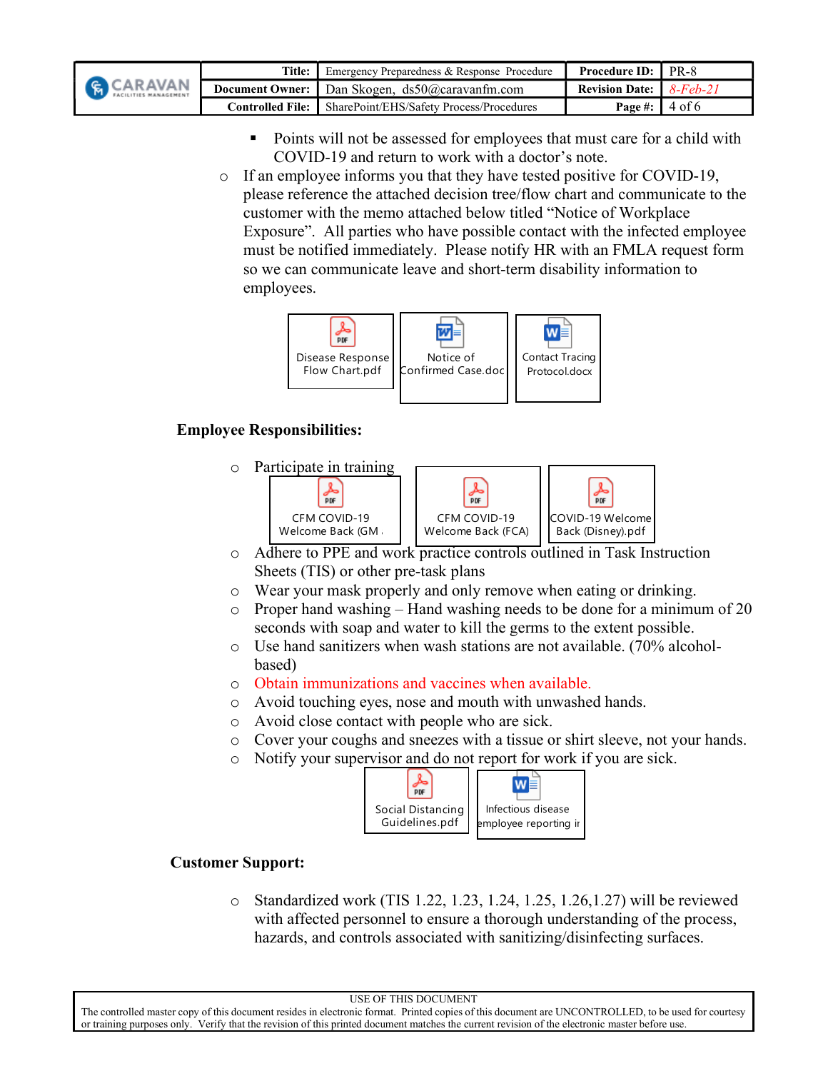- Points will not be assessed for employees that must care for a child with COVID-19 and return to work with a doctor's note.

- If an employee informs you that they have tested positive for COVID-19, please reference the attached decision tree/flow chart and communicate to the customer with the memo attached below titled "Notice of Workplace Exposure". All parties who have possible contact with the infected employee must be notified immediately. Please notify HR with an FMLA request form so we can communicate leave and short-term disability information to employees.

Disease Response Flow Chart.pdf | Notice of Confirmed Case.doc | Contact Tracing Protocol.docx

**Employee Responsibilities:**

- Participate in training

CFM COVID-19 Welcome Back (GM | CFM COVID-19 Welcome Back (FCA) | COVID-19 Welcome Back (Disney).pdf

- Adhere to PPE and work practice controls outlined in Task Instruction Sheets (TIS) or other pre-task plans
- Wear your mask properly and only remove when eating or drinking.
- Proper hand washing – Hand washing needs to be done for a minimum of 20 seconds with soap and water to kill the germs to the extent possible.
- Use hand sanitizers when wash stations are not available. (70% alcohol-based)
- Obtain immunizations and vaccines when available.
- Avoid touching eyes, nose and mouth with unwashed hands.
- Avoid close contact with people who are sick.
- Cover your coughs and sneezes with a tissue or shirt sleeve, not your hands.
- Notify your supervisor and do not report for work if you are sick.

Social Distancing Guidelines.pdf | Infectious disease employee reporting ir

**Customer Support:**

- Standardized work (TIS 1.22, 1.23, 1.24, 1.25, 1.26,1.27) will be reviewed with affected personnel to ensure a thorough understanding of the process, hazards, and controls associated with sanitizing/disinfecting surfaces.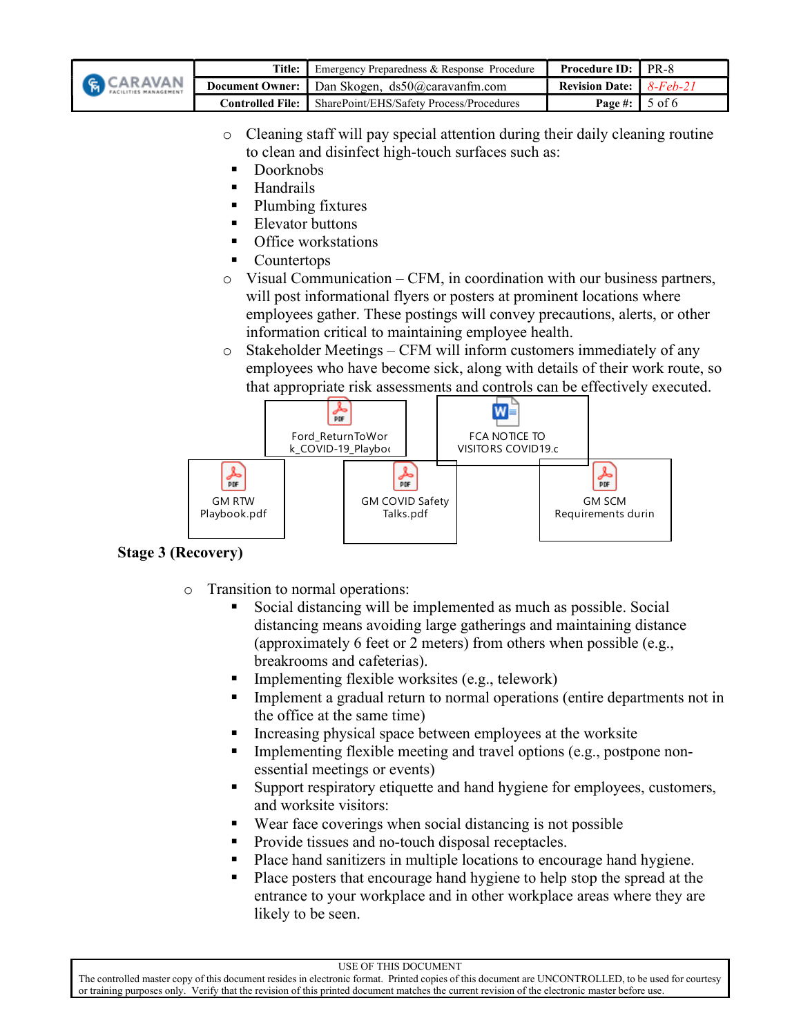- Cleaning staff will pay special attention during their daily cleaning routine to clean and disinfect high-touch surfaces such as:
  - Doorknobs
  - Handrails
  - Plumbing fixtures
  - Elevator buttons
  - Office workstations
  - Countertops
- Visual Communication – CFM, in coordination with our business partners, will post informational flyers or posters at prominent locations where employees gather. These postings will convey precautions, alerts, or other information critical to maintaining employee health.
- Stakeholder Meetings – CFM will inform customers immediately of any employees who have become sick, along with details of their work route, so that appropriate risk assessments and controls can be effectively executed.

Ford_ReturnToWork_COVID-19_Playboo

FCA NOTICE TO VISITORS COVID19.c

GM RTW Playbook.pdf

GM COVID Safety Talks.pdf

GM SCM Requirements durin

**Stage 3 (Recovery)**

- Transition to normal operations:
  - Social distancing will be implemented as much as possible. Social distancing means avoiding large gatherings and maintaining distance (approximately 6 feet or 2 meters) from others when possible (e.g., breakrooms and cafeterias).
  - Implementing flexible worksites (e.g., telework)
  - Implement a gradual return to normal operations (entire departments not in the office at the same time)
  - Increasing physical space between employees at the worksite
  - Implementing flexible meeting and travel options (e.g., postpone non-essential meetings or events)
  - Support respiratory etiquette and hand hygiene for employees, customers, and worksite visitors:
  - Wear face coverings when social distancing is not possible
  - Provide tissues and no-touch disposal receptacles.
  - Place hand sanitizers in multiple locations to encourage hand hygiene.
  - Place posters that encourage hand hygiene to help stop the spread at the entrance to your workplace and in other workplace areas where they are likely to be seen.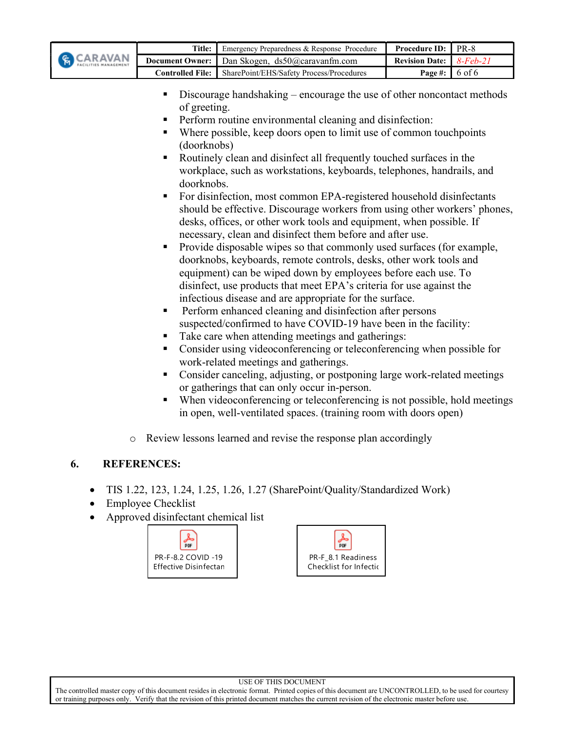- Discourage handshaking – encourage the use of other noncontact methods of greeting.
- Perform routine environmental cleaning and disinfection:
- Where possible, keep doors open to limit use of common touchpoints (doorknobs)
- Routinely clean and disinfect all frequently touched surfaces in the workplace, such as workstations, keyboards, telephones, handrails, and doorknobs.
- For disinfection, most common EPA-registered household disinfectants should be effective. Discourage workers from using other workers' phones, desks, offices, or other work tools and equipment, when possible. If necessary, clean and disinfect them before and after use.
- Provide disposable wipes so that commonly used surfaces (for example, doorknobs, keyboards, remote controls, desks, other work tools and equipment) can be wiped down by employees before each use. To disinfect, use products that meet EPA's criteria for use against the infectious disease and are appropriate for the surface.
- Perform enhanced cleaning and disinfection after persons suspected/confirmed to have COVID-19 have been in the facility:
- Take care when attending meetings and gatherings:
- Consider using videoconferencing or teleconferencing when possible for work-related meetings and gatherings.
- Consider canceling, adjusting, or postponing large work-related meetings or gatherings that can only occur in-person.
- When videoconferencing or teleconferencing is not possible, hold meetings in open, well-ventilated spaces. (training room with doors open)

- Review lessons learned and revise the response plan accordingly

## 6. REFERENCES:

- TIS 1.22, 123, 1.24, 1.25, 1.26, 1.27 (SharePoint/Quality/Standardized Work)
- Employee Checklist
- Approved disinfectant chemical list

PR-F-8.2 COVID -19 Effective Disinfectan

PR-F_8.1 Readiness Checklist for Infectic